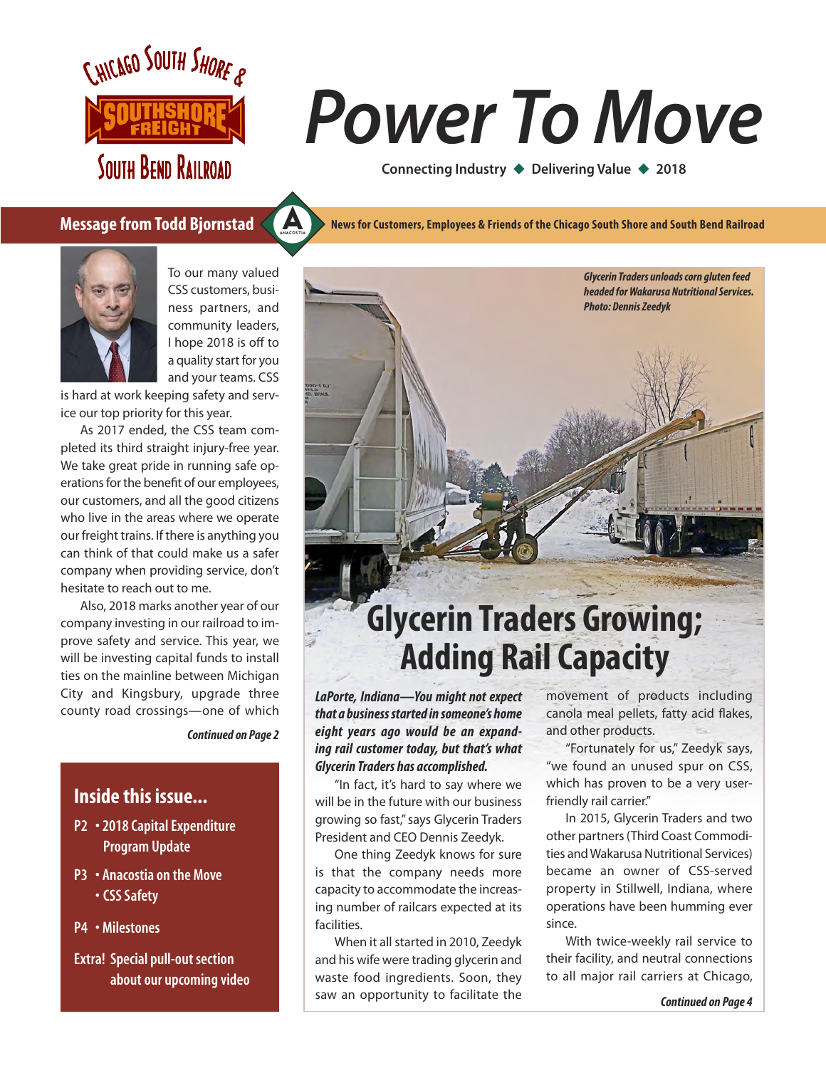Chicago South Shore & South Bend Railroad

SOUTHSHORE FREIGHT

# Power To Move

Connecting Industry ◆ Delivering Value ◆ 2018

News for Customers, Employees & Friends of the Chicago South Shore and South Bend Railroad

## Message from Todd Bjornstad

To our many valued CSS customers, business partners, and community leaders, I hope 2018 is off to a quality start for you and your teams. CSS is hard at work keeping safety and service our top priority for this year.

As 2017 ended, the CSS team completed its third straight injury-free year. We take great pride in running safe operations for the benefit of our employees, our customers, and all the good citizens who live in the areas where we operate our freight trains. If there is anything you can think of that could make us a safer company when providing service, don't hesitate to reach out to me.

Also, 2018 marks another year of our company investing in our railroad to improve safety and service. This year, we will be investing capital funds to install ties on the mainline between Michigan City and Kingsbury, upgrade three county road crossings—one of which

***Continued on Page 2***

### Inside this issue...

- **P2** • 2018 Capital Expenditure Program Update
- **P3** • Anacostia on the Move
  • CSS Safety
- **P4** • Milestones

**Extra!** Special pull-out section about our upcoming video

*Glycerin Traders unloads corn gluten feed headed for Wakarusa Nutritional Services. Photo: Dennis Zeedyk*

## Glycerin Traders Growing; Adding Rail Capacity

***LaPorte, Indiana—You might not expect that a business started in someone's home eight years ago would be an expanding rail customer today, but that's what Glycerin Traders has accomplished.***

"In fact, it's hard to say where we will be in the future with our business growing so fast," says Glycerin Traders President and CEO Dennis Zeedyk.

One thing Zeedyk knows for sure is that the company needs more capacity to accommodate the increasing number of railcars expected at its facilities.

When it all started in 2010, Zeedyk and his wife were trading glycerin and waste food ingredients. Soon, they saw an opportunity to facilitate the movement of products including canola meal pellets, fatty acid flakes, and other products.

"Fortunately for us," Zeedyk says, "we found an unused spur on CSS, which has proven to be a very user-friendly rail carrier."

In 2015, Glycerin Traders and two other partners (Third Coast Commodities and Wakarusa Nutritional Services) became an owner of CSS-served property in Stillwell, Indiana, where operations have been humming ever since.

With twice-weekly rail service to their facility, and neutral connections to all major rail carriers at Chicago,

***Continued on Page 4***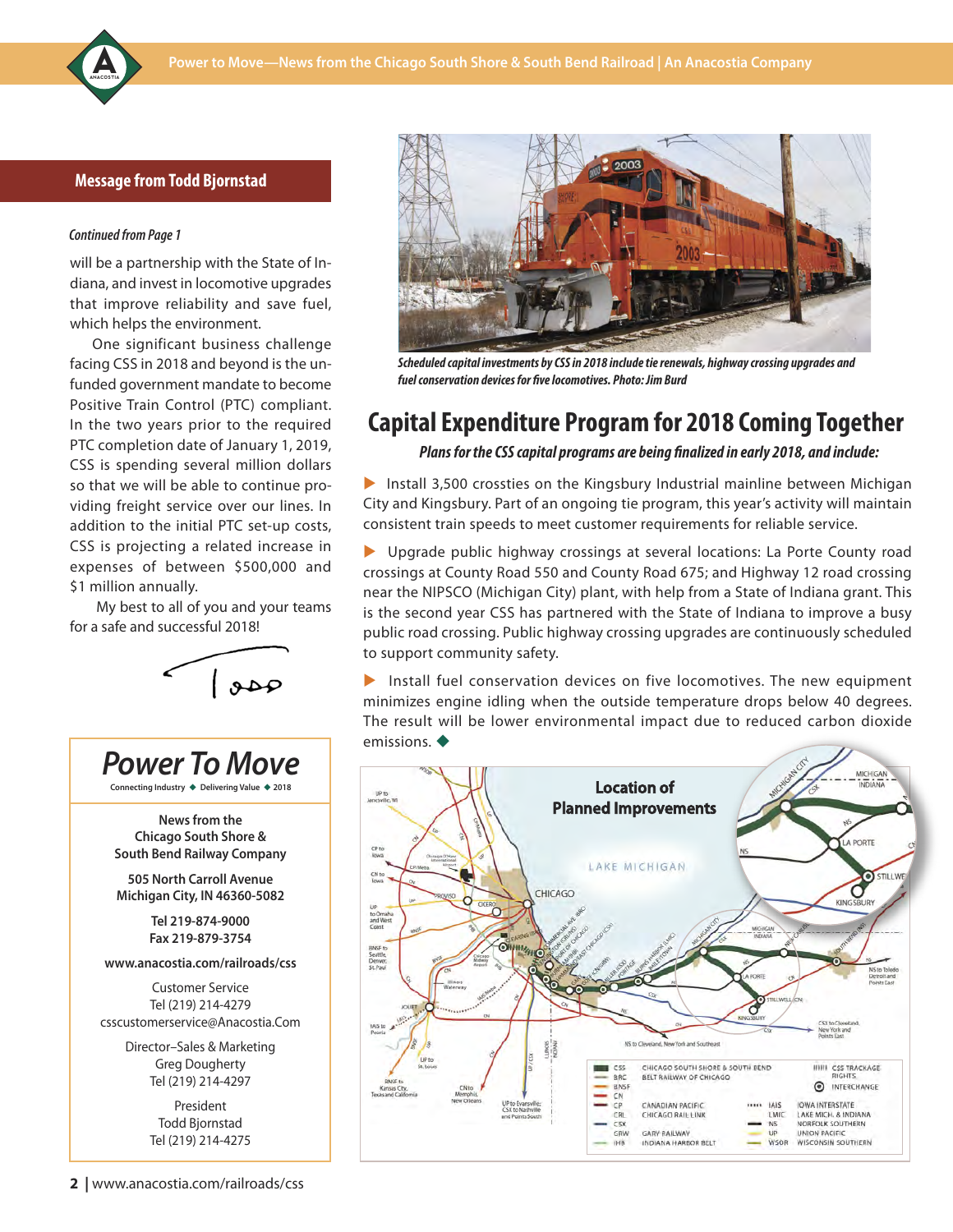## Message from Todd Bjornstad

*Continued from Page 1*

will be a partnership with the State of Indiana, and invest in locomotive upgrades that improve reliability and save fuel, which helps the environment.

One significant business challenge facing CSS in 2018 and beyond is the unfunded government mandate to become Positive Train Control (PTC) compliant. In the two years prior to the required PTC completion date of January 1, 2019, CSS is spending several million dollars so that we will be able to continue providing freight service over our lines. In addition to the initial PTC set-up costs, CSS is projecting a related increase in expenses of between $500,000 and $1 million annually.

My best to all of you and your teams for a safe and successful 2018!

Todd

## Power To Move

Connecting Industry ◆ Delivering Value ◆ 2018

News from the Chicago South Shore & South Bend Railway Company

505 North Carroll Avenue
Michigan City, IN 46360-5082

Tel 219-874-9000
Fax 219-879-3754

www.anacostia.com/railroads/css

Customer Service
Tel (219) 214-4279
csscustomerservice@Anacostia.Com

Director–Sales & Marketing
Greg Dougherty
Tel (219) 214-4297

President
Todd Bjornstad
Tel (219) 214-4275

*Scheduled capital investments by CSS in 2018 include tie renewals, highway crossing upgrades and fuel conservation devices for five locomotives. Photo: Jim Burd*

# Capital Expenditure Program for 2018 Coming Together

*Plans for the CSS capital programs are being finalized in early 2018, and include:*

- Install 3,500 crossties on the Kingsbury Industrial mainline between Michigan City and Kingsbury. Part of an ongoing tie program, this year's activity will maintain consistent train speeds to meet customer requirements for reliable service.
- Upgrade public highway crossings at several locations: La Porte County road crossings at County Road 550 and County Road 675; and Highway 12 road crossing near the NIPSCO (Michigan City) plant, with help from a State of Indiana grant. This is the second year CSS has partnered with the State of Indiana to improve a busy public road crossing. Public highway crossing upgrades are continuously scheduled to support community safety.
- Install fuel conservation devices on five locomotives. The new equipment minimizes engine idling when the outside temperature drops below 40 degrees. The result will be lower environmental impact due to reduced carbon dioxide emissions. ◆

**Location of Planned Improvements**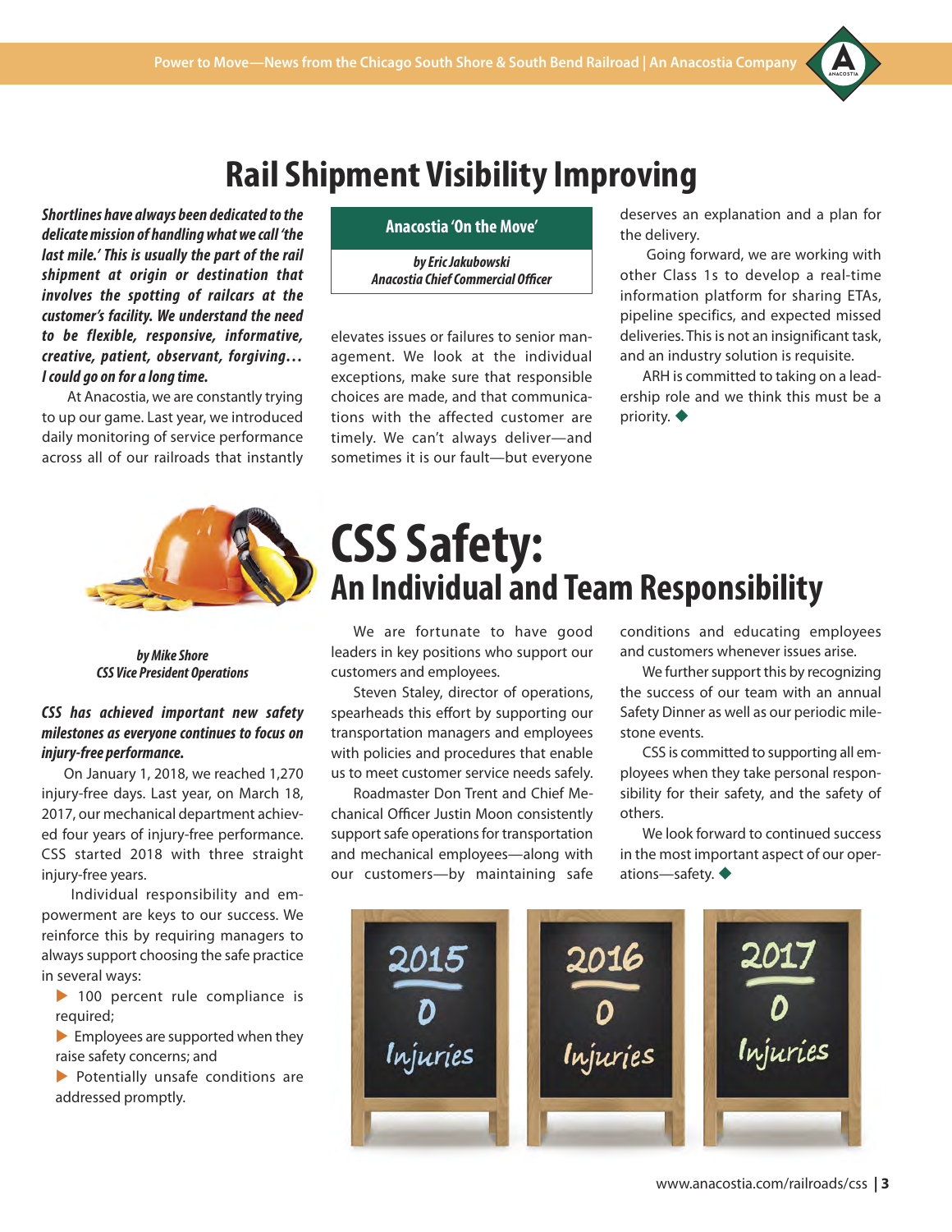# Rail Shipment Visibility Improving

## Anacostia 'On the Move'

*by Eric Jakubowski*
*Anacostia Chief Commercial Officer*

***Shortlines have always been dedicated to the delicate mission of handling what we call 'the last mile.' This is usually the part of the rail shipment at origin or destination that involves the spotting of railcars at the customer's facility. We understand the need to be flexible, responsive, informative, creative, patient, observant, forgiving… I could go on for a long time.***

At Anacostia, we are constantly trying to up our game. Last year, we introduced daily monitoring of service performance across all of our railroads that instantly elevates issues or failures to senior management. We look at the individual exceptions, make sure that responsible choices are made, and that communications with the affected customer are timely. We can't always deliver—and sometimes it is our fault—but everyone deserves an explanation and a plan for the delivery.

Going forward, we are working with other Class 1s to develop a real-time information platform for sharing ETAs, pipeline specifics, and expected missed deliveries. This is not an insignificant task, and an industry solution is requisite.

ARH is committed to taking on a leadership role and we think this must be a priority. ◆

# CSS Safety:
## An Individual and Team Responsibility

*by Mike Shore*
*CSS Vice President Operations*

***CSS has achieved important new safety milestones as everyone continues to focus on injury-free performance.***

On January 1, 2018, we reached 1,270 injury-free days. Last year, on March 18, 2017, our mechanical department achieved four years of injury-free performance. CSS started 2018 with three straight injury-free years.

Individual responsibility and empowerment are keys to our success. We reinforce this by requiring managers to always support choosing the safe practice in several ways:

- 100 percent rule compliance is required;
- Employees are supported when they raise safety concerns; and
- Potentially unsafe conditions are addressed promptly.

We are fortunate to have good leaders in key positions who support our customers and employees.

Steven Staley, director of operations, spearheads this effort by supporting our transportation managers and employees with policies and procedures that enable us to meet customer service needs safely.

Roadmaster Don Trent and Chief Mechanical Officer Justin Moon consistently support safe operations for transportation and mechanical employees—along with our customers—by maintaining safe conditions and educating employees and customers whenever issues arise.

We further support this by recognizing the success of our team with an annual Safety Dinner as well as our periodic milestone events.

CSS is committed to supporting all employees when they take personal responsibility for their safety, and the safety of others.

We look forward to continued success in the most important aspect of our operations—safety. ◆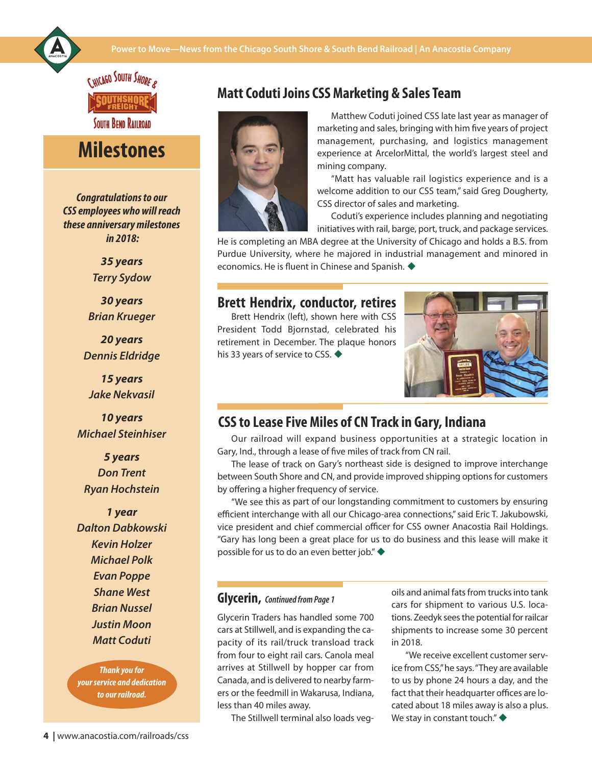# Milestones

*Congratulations to our CSS employees who will reach these anniversary milestones in 2018:*

***35 years***
*Terry Sydow*

***30 years***
*Brian Krueger*

***20 years***
*Dennis Eldridge*

***15 years***
*Jake Nekvasil*

***10 years***
*Michael Steinhiser*

***5 years***
*Don Trent*
*Ryan Hochstein*

***1 year***
*Dalton Dabkowski*
*Kevin Holzer*
*Michael Polk*
*Evan Poppe*
*Shane West*
*Brian Nussel*
*Justin Moon*
*Matt Coduti*

***Thank you for your service and dedication to our railroad.***

## Matt Coduti Joins CSS Marketing & Sales Team

Matthew Coduti joined CSS late last year as manager of marketing and sales, bringing with him five years of project management, purchasing, and logistics management experience at ArcelorMittal, the world's largest steel and mining company.

"Matt has valuable rail logistics experience and is a welcome addition to our CSS team," said Greg Dougherty, CSS director of sales and marketing.

Coduti's experience includes planning and negotiating initiatives with rail, barge, port, truck, and package services. He is completing an MBA degree at the University of Chicago and holds a B.S. from Purdue University, where he majored in industrial management and minored in economics. He is fluent in Chinese and Spanish. ◆

## Brett Hendrix, conductor, retires

Brett Hendrix (left), shown here with CSS President Todd Bjornstad, celebrated his retirement in December. The plaque honors his 33 years of service to CSS. ◆

## CSS to Lease Five Miles of CN Track in Gary, Indiana

Our railroad will expand business opportunities at a strategic location in Gary, Ind., through a lease of five miles of track from CN rail.

The lease of track on Gary's northeast side is designed to improve interchange between South Shore and CN, and provide improved shipping options for customers by offering a higher frequency of service.

"We see this as part of our longstanding commitment to customers by ensuring efficient interchange with all our Chicago-area connections," said Eric T. Jakubowski, vice president and chief commercial officer for CSS owner Anacostia Rail Holdings. "Gary has long been a great place for us to do business and this lease will make it possible for us to do an even better job." ◆

## Glycerin, *Continued from Page 1*

Glycerin Traders has handled some 700 cars at Stillwell, and is expanding the capacity of its rail/truck transload track from four to eight rail cars. Canola meal arrives at Stillwell by hopper car from Canada, and is delivered to nearby farmers or the feedmill in Wakarusa, Indiana, less than 40 miles away.

The Stillwell terminal also loads vegoils and animal fats from trucks into tank cars for shipment to various U.S. locations. Zeedyk sees the potential for railcar shipments to increase some 30 percent in 2018.

"We receive excellent customer service from CSS," he says. "They are available to us by phone 24 hours a day, and the fact that their headquarter offices are located about 18 miles away is also a plus. We stay in constant touch." ◆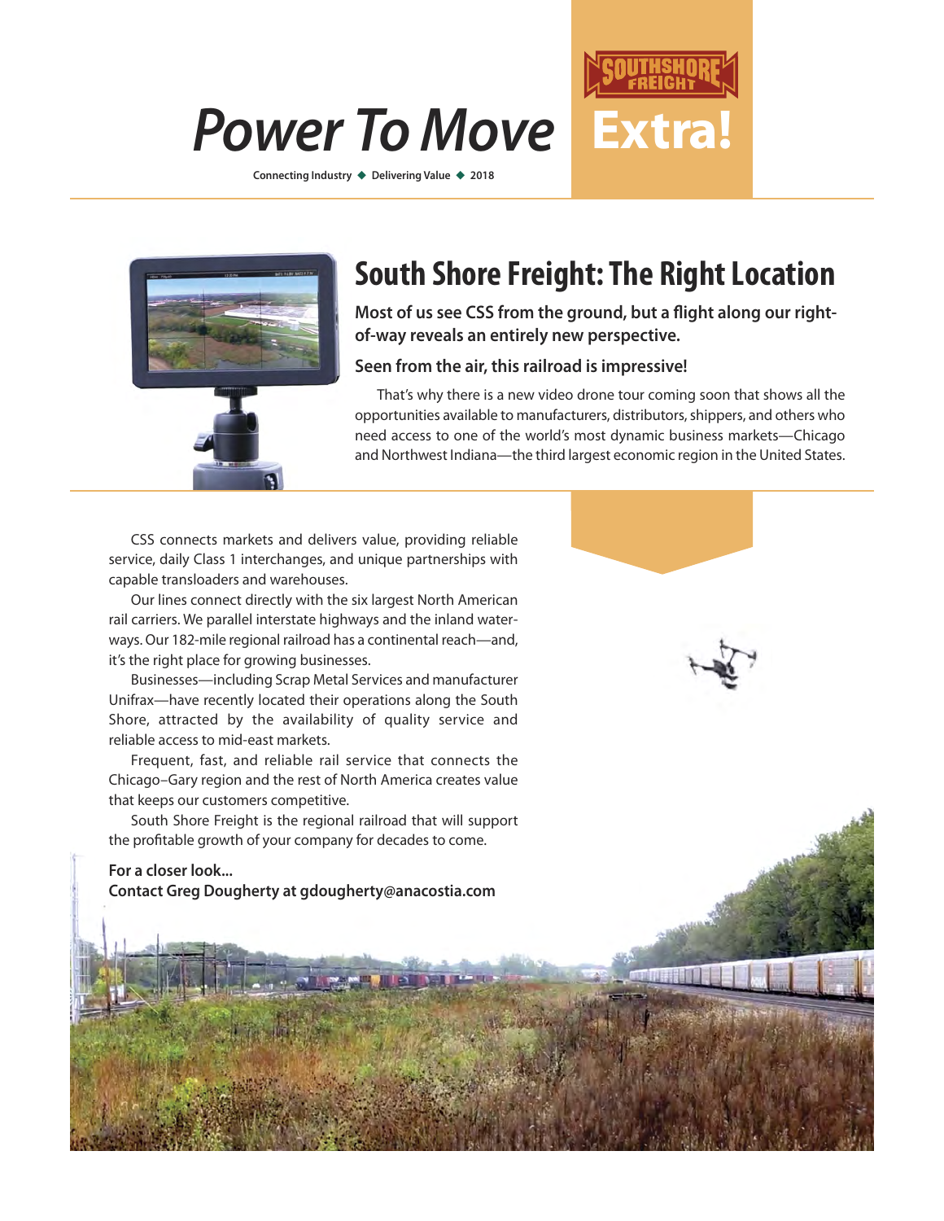# Power To Move Extra!

SOUTHSHORE FREIGHT

Connecting Industry ◆ Delivering Value ◆ 2018

## South Shore Freight: The Right Location

**Most of us see CSS from the ground, but a flight along our right-of-way reveals an entirely new perspective.**

**Seen from the air, this railroad is impressive!**

That's why there is a new video drone tour coming soon that shows all the opportunities available to manufacturers, distributors, shippers, and others who need access to one of the world's most dynamic business markets—Chicago and Northwest Indiana—the third largest economic region in the United States.

CSS connects markets and delivers value, providing reliable service, daily Class 1 interchanges, and unique partnerships with capable transloaders and warehouses.

Our lines connect directly with the six largest North American rail carriers. We parallel interstate highways and the inland waterways. Our 182-mile regional railroad has a continental reach—and, it's the right place for growing businesses.

Businesses—including Scrap Metal Services and manufacturer Unifrax—have recently located their operations along the South Shore, attracted by the availability of quality service and reliable access to mid-east markets.

Frequent, fast, and reliable rail service that connects the Chicago–Gary region and the rest of North America creates value that keeps our customers competitive.

South Shore Freight is the regional railroad that will support the profitable growth of your company for decades to come.

**For a closer look...**
**Contact Greg Dougherty at gdougherty@anacostia.com**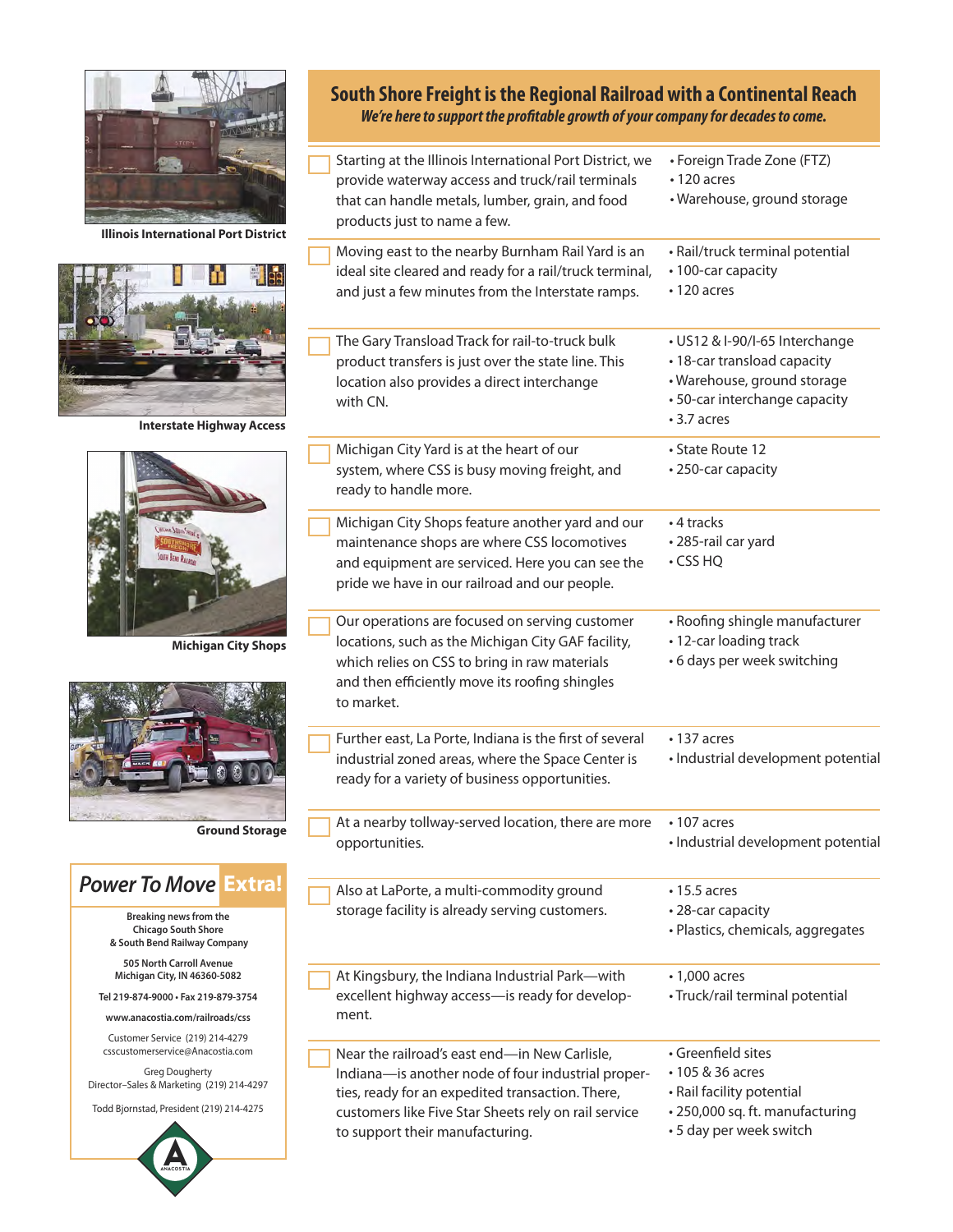## South Shore Freight is the Regional Railroad with a Continental Reach

*We're here to support the profitable growth of your company for decades to come.*

| | |
|---|---|
| Starting at the Illinois International Port District, we provide waterway access and truck/rail terminals that can handle metals, lumber, grain, and food products just to name a few. | • Foreign Trade Zone (FTZ)<br>• 120 acres<br>• Warehouse, ground storage |
| Moving east to the nearby Burnham Rail Yard is an ideal site cleared and ready for a rail/truck terminal, and just a few minutes from the Interstate ramps. | • Rail/truck terminal potential<br>• 100-car capacity<br>• 120 acres |
| The Gary Transload Track for rail-to-truck bulk product transfers is just over the state line. This location also provides a direct interchange with CN. | • US12 & I-90/I-65 Interchange<br>• 18-car transload capacity<br>• Warehouse, ground storage<br>• 50-car interchange capacity<br>• 3.7 acres |
| Michigan City Yard is at the heart of our system, where CSS is busy moving freight, and ready to handle more. | • State Route 12<br>• 250-car capacity |
| Michigan City Shops feature another yard and our maintenance shops are where CSS locomotives and equipment are serviced. Here you can see the pride we have in our railroad and our people. | • 4 tracks<br>• 285-rail car yard<br>• CSS HQ |
| Our operations are focused on serving customer locations, such as the Michigan City GAF facility, which relies on CSS to bring in raw materials and then efficiently move its roofing shingles to market. | • Roofing shingle manufacturer<br>• 12-car loading track<br>• 6 days per week switching |
| Further east, La Porte, Indiana is the first of several industrial zoned areas, where the Space Center is ready for a variety of business opportunities. | • 137 acres<br>• Industrial development potential |
| At a nearby tollway-served location, there are more opportunities. | • 107 acres<br>• Industrial development potential |
| Also at LaPorte, a multi-commodity ground storage facility is already serving customers. | • 15.5 acres<br>• 28-car capacity<br>• Plastics, chemicals, aggregates |
| At Kingsbury, the Indiana Industrial Park—with excellent highway access—is ready for development. | • 1,000 acres<br>• Truck/rail terminal potential |
| Near the railroad's east end—in New Carlisle, Indiana—is another node of four industrial properties, ready for an expedited transaction. There, customers like Five Star Sheets rely on rail service to support their manufacturing. | • Greenfield sites<br>• 105 & 36 acres<br>• Rail facility potential<br>• 250,000 sq. ft. manufacturing<br>• 5 day per week switch |

Illinois International Port District

Interstate Highway Access

Michigan City Shops

Ground Storage

### *Power To Move* Extra!

**Breaking news from the Chicago South Shore & South Bend Railway Company**

**505 North Carroll Avenue**
**Michigan City, IN 46360-5082**

**Tel 219-874-9000 • Fax 219-879-3754**

**www.anacostia.com/railroads/css**

Customer Service (219) 214-4279
csscustomerservice@Anacostia.com

Greg Dougherty
Director–Sales & Marketing (219) 214-4297

Todd Bjornstad, President (219) 214-4275

ANACOSTIA